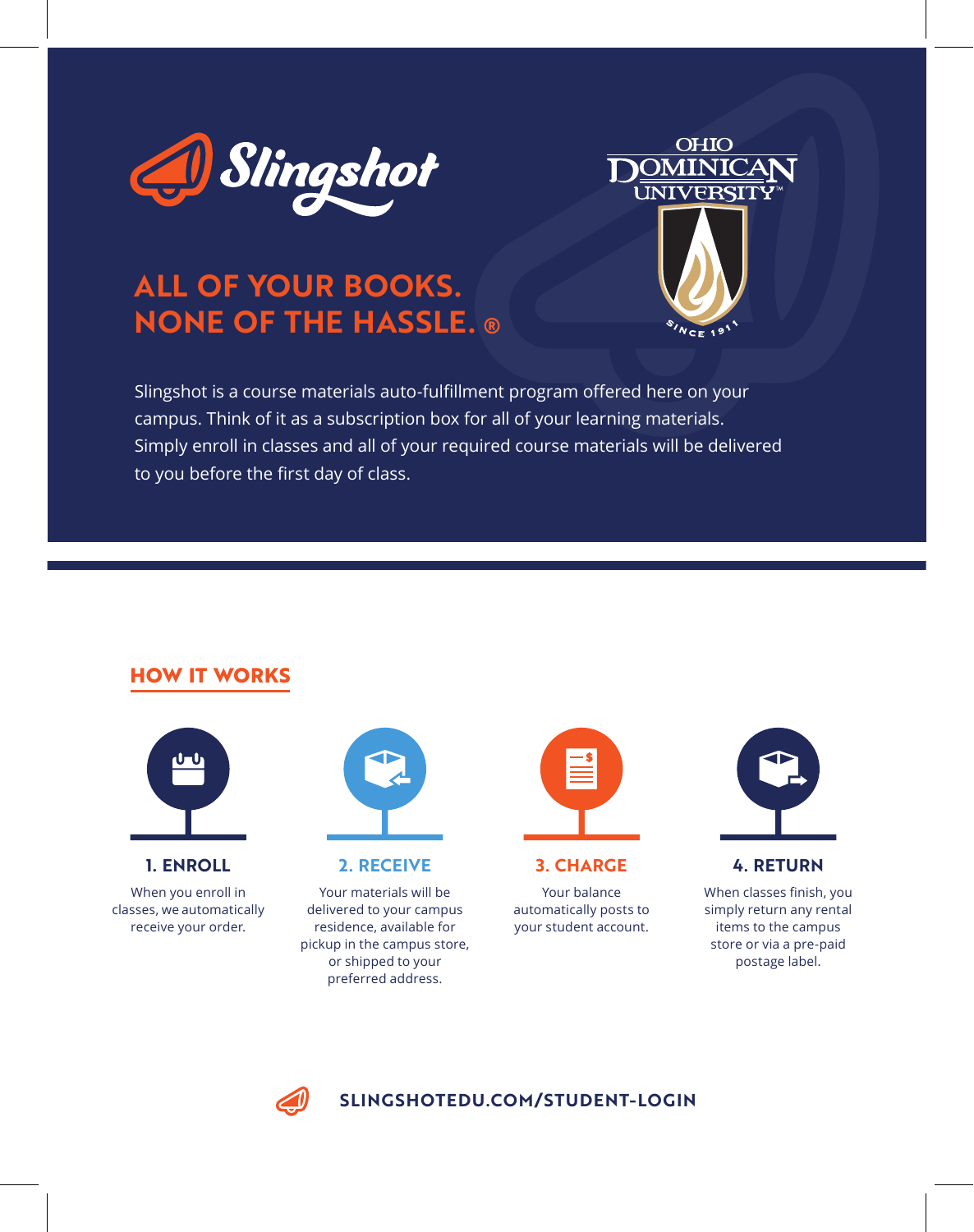Slingshot

OHIO DOMINICAN UNIVERSITY

SINCE 1911

# ALL OF YOUR BOOKS. NONE OF THE HASSLE.®

Slingshot is a course materials auto-fulfillment program offered here on your campus. Think of it as a subscription box for all of your learning materials. Simply enroll in classes and all of your required course materials will be delivered to you before the first day of class.

## HOW IT WORKS

### 1. ENROLL

When you enroll in classes, we automatically receive your order.

### 2. RECEIVE

Your materials will be delivered to your campus residence, available for pickup in the campus store, or shipped to your preferred address.

### 3. CHARGE

Your balance automatically posts to your student account.

### 4. RETURN

When classes finish, you simply return any rental items to the campus store or via a pre-paid postage label.

**SLINGSHOTEDU.COM/STUDENT-LOGIN**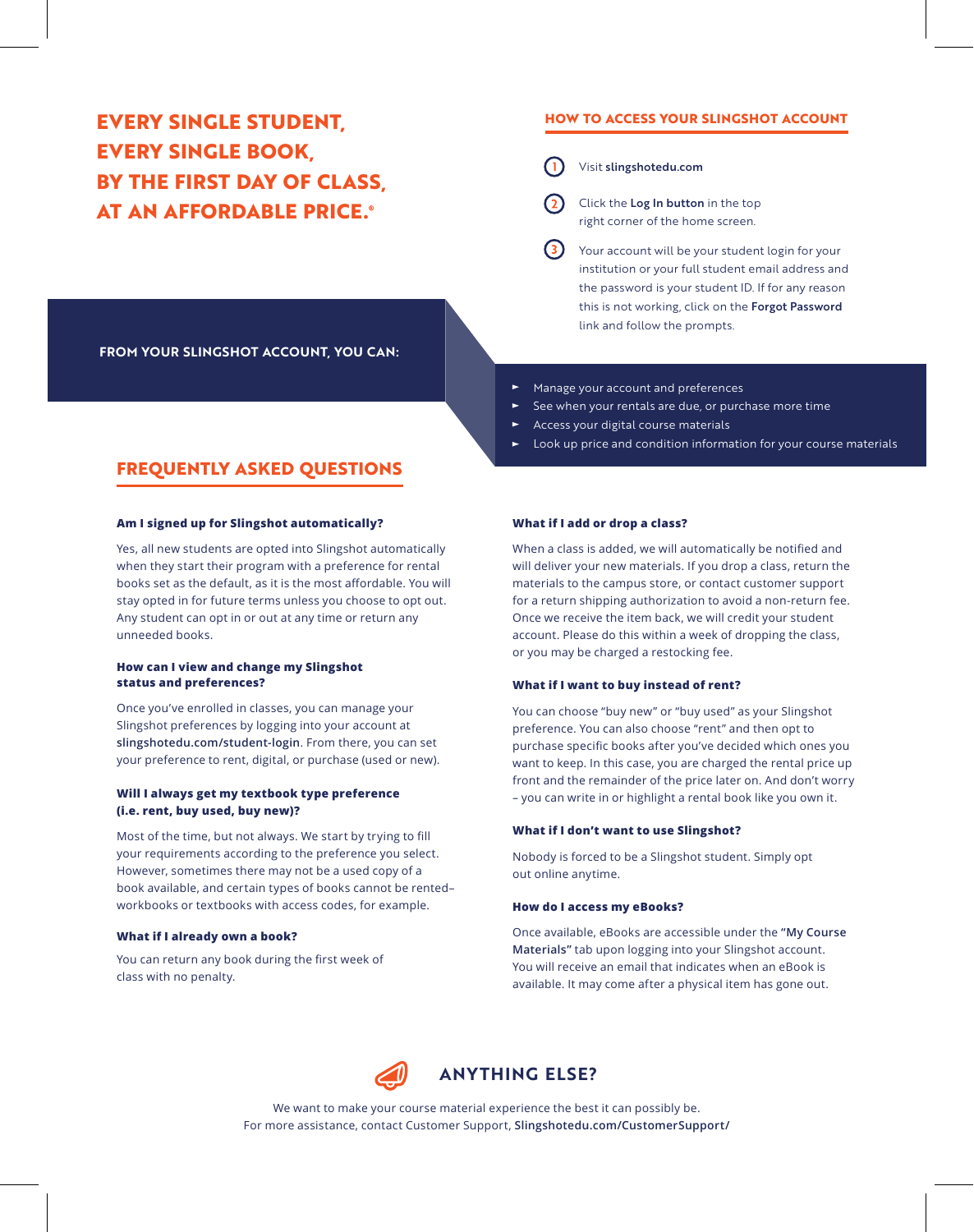# EVERY SINGLE STUDENT, EVERY SINGLE BOOK, BY THE FIRST DAY OF CLASS, AT AN AFFORDABLE PRICE.®

## HOW TO ACCESS YOUR SLINGSHOT ACCOUNT

1. Visit **slingshotedu.com**
2. Click the **Log In button** in the top right corner of the home screen.
3. Your account will be your student login for your institution or your full student email address and the password is your student ID. If for any reason this is not working, click on the **Forgot Password** link and follow the prompts.

**FROM YOUR SLINGSHOT ACCOUNT, YOU CAN:**

- Manage your account and preferences
- See when your rentals are due, or purchase more time
- Access your digital course materials
- Look up price and condition information for your course materials

## FREQUENTLY ASKED QUESTIONS

**Am I signed up for Slingshot automatically?**

Yes, all new students are opted into Slingshot automatically when they start their program with a preference for rental books set as the default, as it is the most affordable. You will stay opted in for future terms unless you choose to opt out. Any student can opt in or out at any time or return any unneeded books.

**How can I view and change my Slingshot status and preferences?**

Once you've enrolled in classes, you can manage your Slingshot preferences by logging into your account at **slingshotedu.com/student-login**. From there, you can set your preference to rent, digital, or purchase (used or new).

**Will I always get my textbook type preference (i.e. rent, buy used, buy new)?**

Most of the time, but not always. We start by trying to fill your requirements according to the preference you select. However, sometimes there may not be a used copy of a book available, and certain types of books cannot be rented– workbooks or textbooks with access codes, for example.

**What if I already own a book?**

You can return any book during the first week of class with no penalty.

**What if I add or drop a class?**

When a class is added, we will automatically be notified and will deliver your new materials. If you drop a class, return the materials to the campus store, or contact customer support for a return shipping authorization to avoid a non-return fee. Once we receive the item back, we will credit your student account. Please do this within a week of dropping the class, or you may be charged a restocking fee.

**What if I want to buy instead of rent?**

You can choose "buy new" or "buy used" as your Slingshot preference. You can also choose "rent" and then opt to purchase specific books after you've decided which ones you want to keep. In this case, you are charged the rental price up front and the remainder of the price later on. And don't worry – you can write in or highlight a rental book like you own it.

**What if I don't want to use Slingshot?**

Nobody is forced to be a Slingshot student. Simply opt out online anytime.

**How do I access my eBooks?**

Once available, eBooks are accessible under the **"My Course Materials"** tab upon logging into your Slingshot account. You will receive an email that indicates when an eBook is available. It may come after a physical item has gone out.

## ANYTHING ELSE?

We want to make your course material experience the best it can possibly be.
For more assistance, contact Customer Support, **Slingshotedu.com/CustomerSupport/**